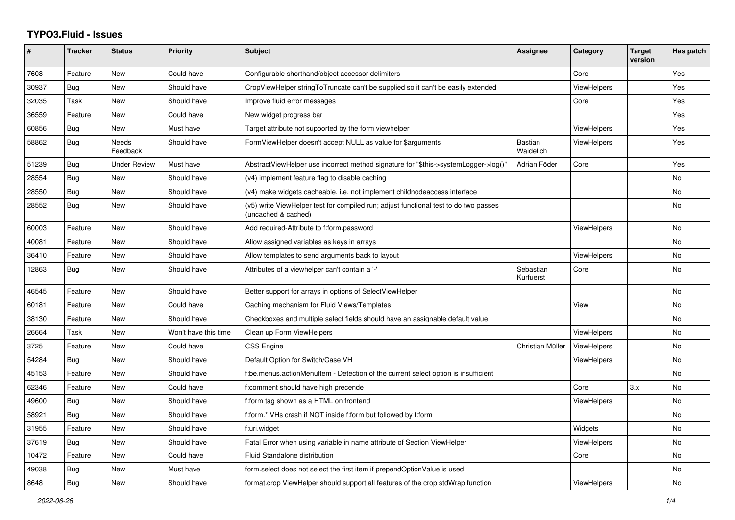# TYPO3.Fluid - Issues

| # | Tracker | Status | Priority | Subject | Assignee | Category | Target version | Has patch |
|---|---|---|---|---|---|---|---|---|
| 7608 | Feature | New | Could have | Configurable shorthand/object accessor delimiters | | Core | | Yes |
| 30937 | Bug | New | Should have | CropViewHelper stringToTruncate can't be supplied so it can't be easily extended | | ViewHelpers | | Yes |
| 32035 | Task | New | Should have | Improve fluid error messages | | Core | | Yes |
| 36559 | Feature | New | Could have | New widget progress bar | | | | Yes |
| 60856 | Bug | New | Must have | Target attribute not supported by the form viewhelper | | ViewHelpers | | Yes |
| 58862 | Bug | Needs Feedback | Should have | FormViewHelper doesn't accept NULL as value for $arguments | Bastian Waidelich | ViewHelpers | | Yes |
| 51239 | Bug | Under Review | Must have | AbstractViewHelper use incorrect method signature for "$this->systemLogger->log()" | Adrian Föder | Core | | Yes |
| 28554 | Bug | New | Should have | (v4) implement feature flag to disable caching | | | | No |
| 28550 | Bug | New | Should have | (v4) make widgets cacheable, i.e. not implement childnodeaccess interface | | | | No |
| 28552 | Bug | New | Should have | (v5) write ViewHelper test for compiled run; adjust functional test to do two passes (uncached & cached) | | | | No |
| 60003 | Feature | New | Should have | Add required-Attribute to f:form.password | | ViewHelpers | | No |
| 40081 | Feature | New | Should have | Allow assigned variables as keys in arrays | | | | No |
| 36410 | Feature | New | Should have | Allow templates to send arguments back to layout | | ViewHelpers | | No |
| 12863 | Bug | New | Should have | Attributes of a viewhelper can't contain a '-' | Sebastian Kurfuerst | Core | | No |
| 46545 | Feature | New | Should have | Better support for arrays in options of SelectViewHelper | | | | No |
| 60181 | Feature | New | Could have | Caching mechanism for Fluid Views/Templates | | View | | No |
| 38130 | Feature | New | Should have | Checkboxes and multiple select fields should have an assignable default value | | | | No |
| 26664 | Task | New | Won't have this time | Clean up Form ViewHelpers | | ViewHelpers | | No |
| 3725 | Feature | New | Could have | CSS Engine | Christian Müller | ViewHelpers | | No |
| 54284 | Bug | New | Should have | Default Option for Switch/Case VH | | ViewHelpers | | No |
| 45153 | Feature | New | Should have | f:be.menus.actionMenuItem - Detection of the current select option is insufficient | | | | No |
| 62346 | Feature | New | Could have | f:comment should have high precende | | Core | 3.x | No |
| 49600 | Bug | New | Should have | f:form tag shown as a HTML on frontend | | ViewHelpers | | No |
| 58921 | Bug | New | Should have | f:form.* VHs crash if NOT inside f:form but followed by f:form | | | | No |
| 31955 | Feature | New | Should have | f:uri.widget | | Widgets | | No |
| 37619 | Bug | New | Should have | Fatal Error when using variable in name attribute of Section ViewHelper | | ViewHelpers | | No |
| 10472 | Feature | New | Could have | Fluid Standalone distribution | | Core | | No |
| 49038 | Bug | New | Must have | form.select does not select the first item if prependOptionValue is used | | | | No |
| 8648 | Bug | New | Should have | format.crop ViewHelper should support all features of the crop stdWrap function | | ViewHelpers | | No |

*2022-06-26*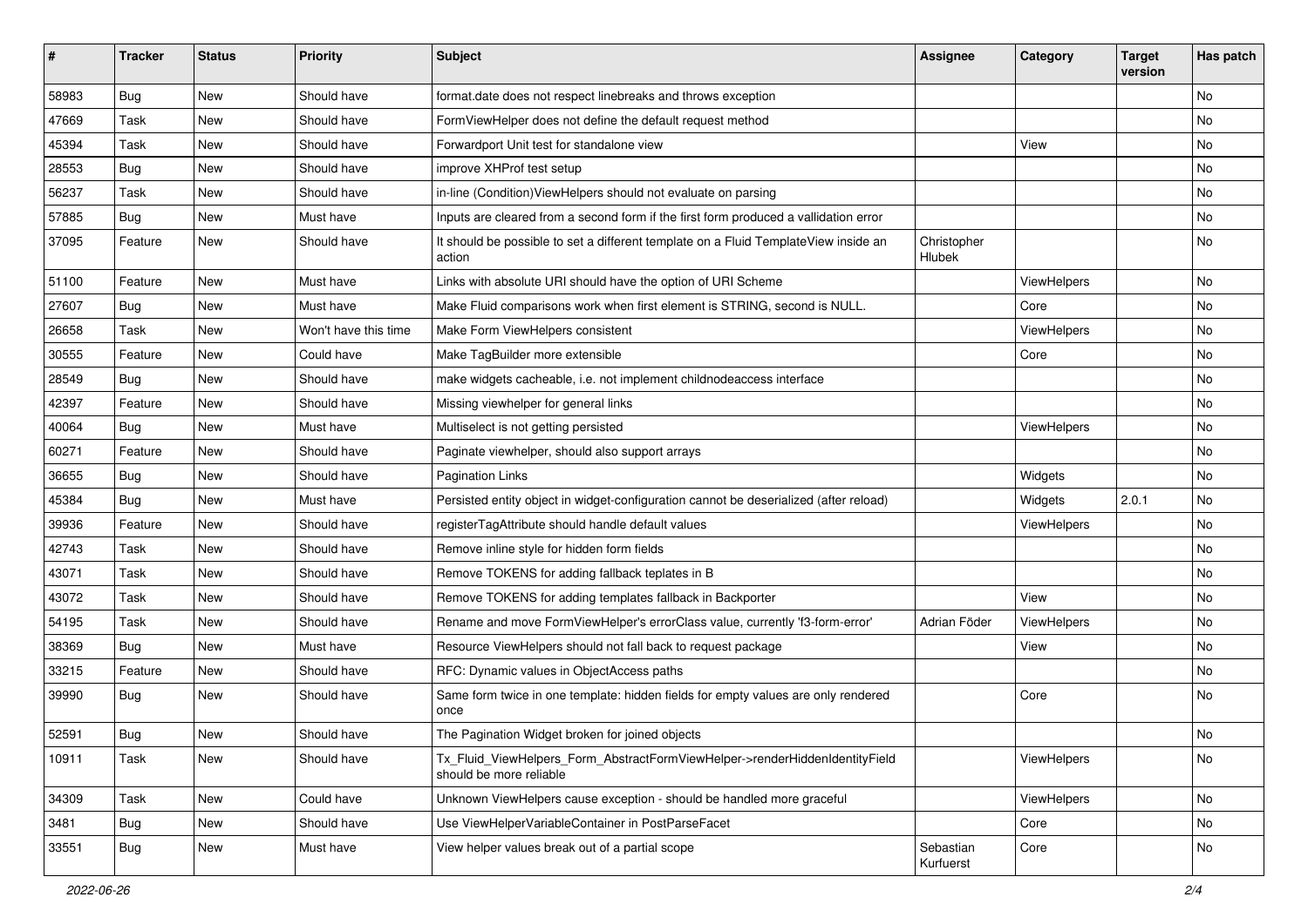| # | Tracker | Status | Priority | Subject | Assignee | Category | Target version | Has patch |
|---|---|---|---|---|---|---|---|---|
| 58983 | Bug | New | Should have | format.date does not respect linebreaks and throws exception | | | | No |
| 47669 | Task | New | Should have | FormViewHelper does not define the default request method | | | | No |
| 45394 | Task | New | Should have | Forwardport Unit test for standalone view | | View | | No |
| 28553 | Bug | New | Should have | improve XHProf test setup | | | | No |
| 56237 | Task | New | Should have | in-line (Condition)ViewHelpers should not evaluate on parsing | | | | No |
| 57885 | Bug | New | Must have | Inputs are cleared from a second form if the first form produced a vallidation error | | | | No |
| 37095 | Feature | New | Should have | It should be possible to set a different template on a Fluid TemplateView inside an action | Christopher Hlubek | | | No |
| 51100 | Feature | New | Must have | Links with absolute URI should have the option of URI Scheme | | ViewHelpers | | No |
| 27607 | Bug | New | Must have | Make Fluid comparisons work when first element is STRING, second is NULL. | | Core | | No |
| 26658 | Task | New | Won't have this time | Make Form ViewHelpers consistent | | ViewHelpers | | No |
| 30555 | Feature | New | Could have | Make TagBuilder more extensible | | Core | | No |
| 28549 | Bug | New | Should have | make widgets cacheable, i.e. not implement childnodeaccess interface | | | | No |
| 42397 | Feature | New | Should have | Missing viewhelper for general links | | | | No |
| 40064 | Bug | New | Must have | Multiselect is not getting persisted | | ViewHelpers | | No |
| 60271 | Feature | New | Should have | Paginate viewhelper, should also support arrays | | | | No |
| 36655 | Bug | New | Should have | Pagination Links | | Widgets | | No |
| 45384 | Bug | New | Must have | Persisted entity object in widget-configuration cannot be deserialized (after reload) | | Widgets | 2.0.1 | No |
| 39936 | Feature | New | Should have | registerTagAttribute should handle default values | | ViewHelpers | | No |
| 42743 | Task | New | Should have | Remove inline style for hidden form fields | | | | No |
| 43071 | Task | New | Should have | Remove TOKENS for adding fallback teplates in B | | | | No |
| 43072 | Task | New | Should have | Remove TOKENS for adding templates fallback in Backporter | | View | | No |
| 54195 | Task | New | Should have | Rename and move FormViewHelper's errorClass value, currently 'f3-form-error' | Adrian Föder | ViewHelpers | | No |
| 38369 | Bug | New | Must have | Resource ViewHelpers should not fall back to request package | | View | | No |
| 33215 | Feature | New | Should have | RFC: Dynamic values in ObjectAccess paths | | | | No |
| 39990 | Bug | New | Should have | Same form twice in one template: hidden fields for empty values are only rendered once | | Core | | No |
| 52591 | Bug | New | Should have | The Pagination Widget broken for joined objects | | | | No |
| 10911 | Task | New | Should have | Tx_Fluid_ViewHelpers_Form_AbstractFormViewHelper->renderHiddenIdentityField should be more reliable | | ViewHelpers | | No |
| 34309 | Task | New | Could have | Unknown ViewHelpers cause exception - should be handled more graceful | | ViewHelpers | | No |
| 3481 | Bug | New | Should have | Use ViewHelperVariableContainer in PostParseFacet | | Core | | No |
| 33551 | Bug | New | Must have | View helper values break out of a partial scope | Sebastian Kurfuerst | Core | | No |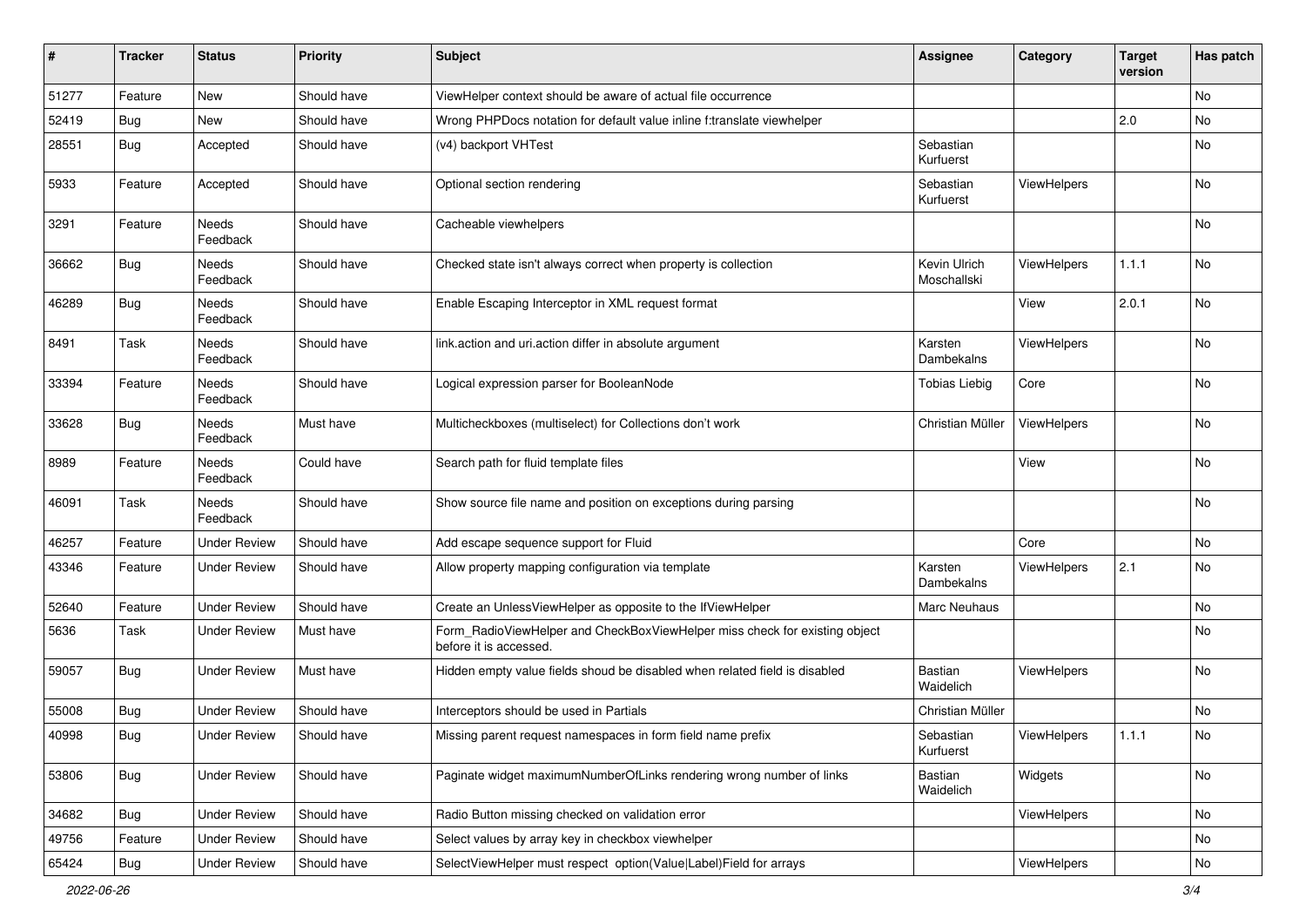| # | Tracker | Status | Priority | Subject | Assignee | Category | Target version | Has patch |
|---|---|---|---|---|---|---|---|---|
| 51277 | Feature | New | Should have | ViewHelper context should be aware of actual file occurrence | | | | No |
| 52419 | Bug | New | Should have | Wrong PHPDocs notation for default value inline f:translate viewhelper | | | 2.0 | No |
| 28551 | Bug | Accepted | Should have | (v4) backport VHTest | Sebastian Kurfuerst | | | No |
| 5933 | Feature | Accepted | Should have | Optional section rendering | Sebastian Kurfuerst | ViewHelpers | | No |
| 3291 | Feature | Needs Feedback | Should have | Cacheable viewhelpers | | | | No |
| 36662 | Bug | Needs Feedback | Should have | Checked state isn't always correct when property is collection | Kevin Ulrich Moschallski | ViewHelpers | 1.1.1 | No |
| 46289 | Bug | Needs Feedback | Should have | Enable Escaping Interceptor in XML request format | | View | 2.0.1 | No |
| 8491 | Task | Needs Feedback | Should have | link.action and uri.action differ in absolute argument | Karsten Dambekalns | ViewHelpers | | No |
| 33394 | Feature | Needs Feedback | Should have | Logical expression parser for BooleanNode | Tobias Liebig | Core | | No |
| 33628 | Bug | Needs Feedback | Must have | Multicheckboxes (multiselect) for Collections don't work | Christian Müller | ViewHelpers | | No |
| 8989 | Feature | Needs Feedback | Could have | Search path for fluid template files | | View | | No |
| 46091 | Task | Needs Feedback | Should have | Show source file name and position on exceptions during parsing | | | | No |
| 46257 | Feature | Under Review | Should have | Add escape sequence support for Fluid | | Core | | No |
| 43346 | Feature | Under Review | Should have | Allow property mapping configuration via template | Karsten Dambekalns | ViewHelpers | 2.1 | No |
| 52640 | Feature | Under Review | Should have | Create an UnlessViewHelper as opposite to the IfViewHelper | Marc Neuhaus | | | No |
| 5636 | Task | Under Review | Must have | Form_RadioViewHelper and CheckBoxViewHelper miss check for existing object before it is accessed. | | | | No |
| 59057 | Bug | Under Review | Must have | Hidden empty value fields shoud be disabled when related field is disabled | Bastian Waidelich | ViewHelpers | | No |
| 55008 | Bug | Under Review | Should have | Interceptors should be used in Partials | Christian Müller | | | No |
| 40998 | Bug | Under Review | Should have | Missing parent request namespaces in form field name prefix | Sebastian Kurfuerst | ViewHelpers | 1.1.1 | No |
| 53806 | Bug | Under Review | Should have | Paginate widget maximumNumberOfLinks rendering wrong number of links | Bastian Waidelich | Widgets | | No |
| 34682 | Bug | Under Review | Should have | Radio Button missing checked on validation error | | ViewHelpers | | No |
| 49756 | Feature | Under Review | Should have | Select values by array key in checkbox viewhelper | | | | No |
| 65424 | Bug | Under Review | Should have | SelectViewHelper must respect option(Value\|Label)Field for arrays | | ViewHelpers | | No |

2022-06-26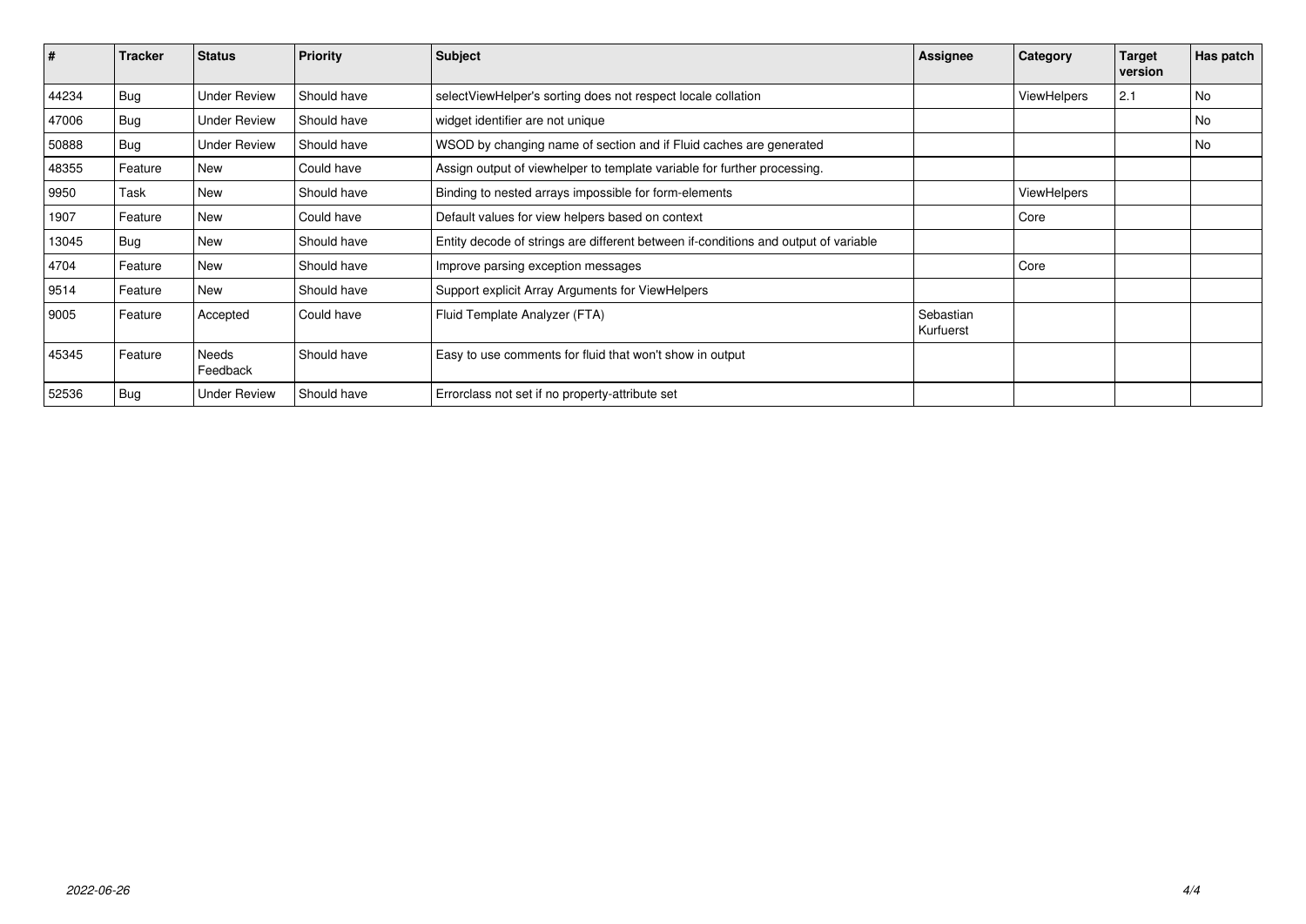| # | Tracker | Status | Priority | Subject | Assignee | Category | Target version | Has patch |
|---|---|---|---|---|---|---|---|---|
| 44234 | Bug | Under Review | Should have | selectViewHelper's sorting does not respect locale collation | | ViewHelpers | 2.1 | No |
| 47006 | Bug | Under Review | Should have | widget identifier are not unique | | | | No |
| 50888 | Bug | Under Review | Should have | WSOD by changing name of section and if Fluid caches are generated | | | | No |
| 48355 | Feature | New | Could have | Assign output of viewhelper to template variable for further processing. | | | | |
| 9950 | Task | New | Should have | Binding to nested arrays impossible for form-elements | | ViewHelpers | | |
| 1907 | Feature | New | Could have | Default values for view helpers based on context | | Core | | |
| 13045 | Bug | New | Should have | Entity decode of strings are different between if-conditions and output of variable | | | | |
| 4704 | Feature | New | Should have | Improve parsing exception messages | | Core | | |
| 9514 | Feature | New | Should have | Support explicit Array Arguments for ViewHelpers | | | | |
| 9005 | Feature | Accepted | Could have | Fluid Template Analyzer (FTA) | Sebastian Kurfuerst | | | |
| 45345 | Feature | Needs Feedback | Should have | Easy to use comments for fluid that won't show in output | | | | |
| 52536 | Bug | Under Review | Should have | Errorclass not set if no property-attribute set | | | | |